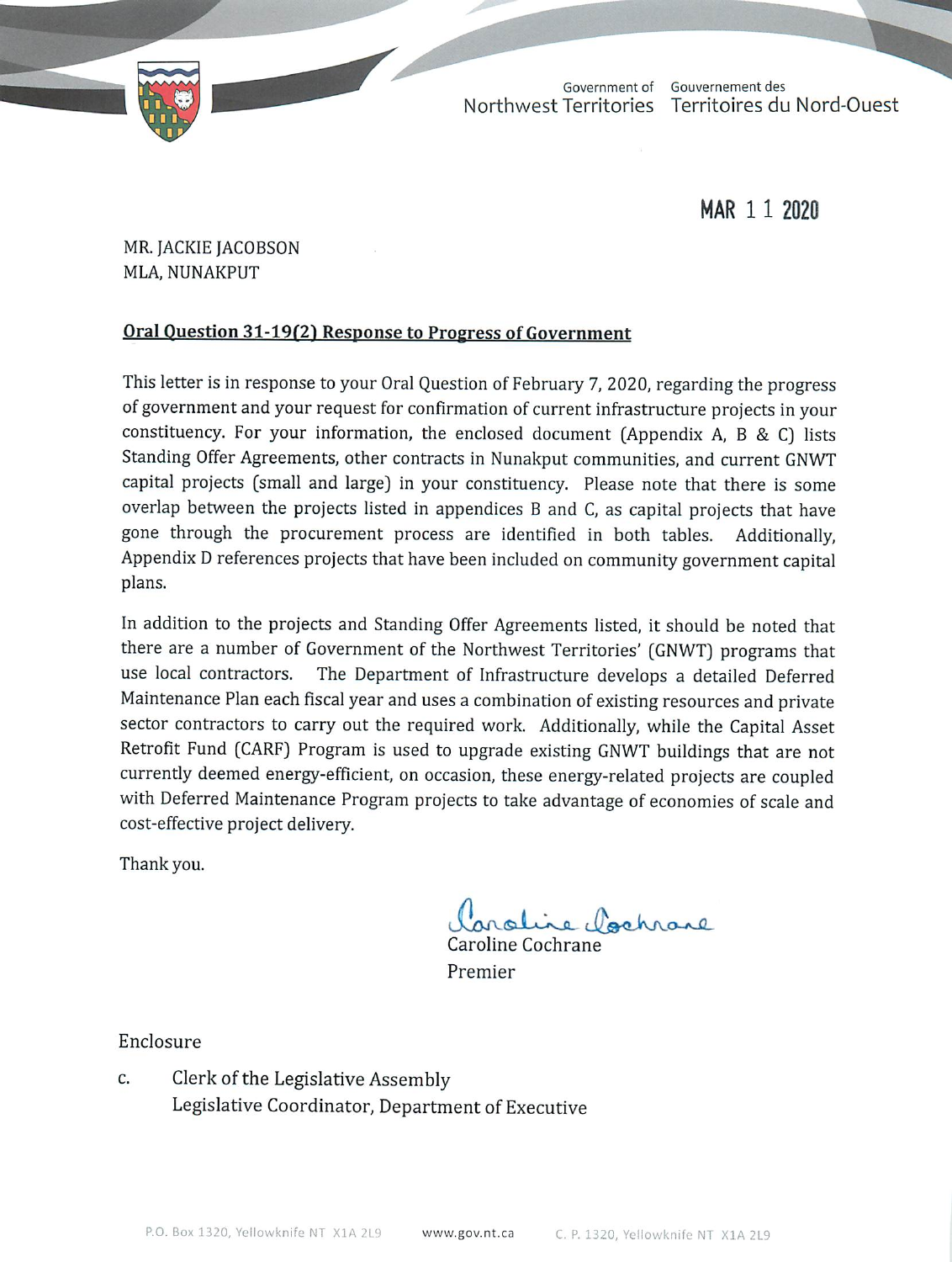Government of Northwest Territories | Gouvernement des Territoires du Nord-Ouest

MAR 11 2020

MR. JACKIE JACOBSON
MLA, NUNAKPUT

**Oral Question 31-19(2) Response to Progress of Government**

This letter is in response to your Oral Question of February 7, 2020, regarding the progress of government and your request for confirmation of current infrastructure projects in your constituency. For your information, the enclosed document (Appendix A, B & C) lists Standing Offer Agreements, other contracts in Nunakput communities, and current GNWT capital projects (small and large) in your constituency. Please note that there is some overlap between the projects listed in appendices B and C, as capital projects that have gone through the procurement process are identified in both tables. Additionally, Appendix D references projects that have been included on community government capital plans.

In addition to the projects and Standing Offer Agreements listed, it should be noted that there are a number of Government of the Northwest Territories' (GNWT) programs that use local contractors. The Department of Infrastructure develops a detailed Deferred Maintenance Plan each fiscal year and uses a combination of existing resources and private sector contractors to carry out the required work. Additionally, while the Capital Asset Retrofit Fund (CARF) Program is used to upgrade existing GNWT buildings that are not currently deemed energy-efficient, on occasion, these energy-related projects are coupled with Deferred Maintenance Program projects to take advantage of economies of scale and cost-effective project delivery.

Thank you.

Caroline Cochrane
Premier

Enclosure

c. Clerk of the Legislative Assembly
Legislative Coordinator, Department of Executive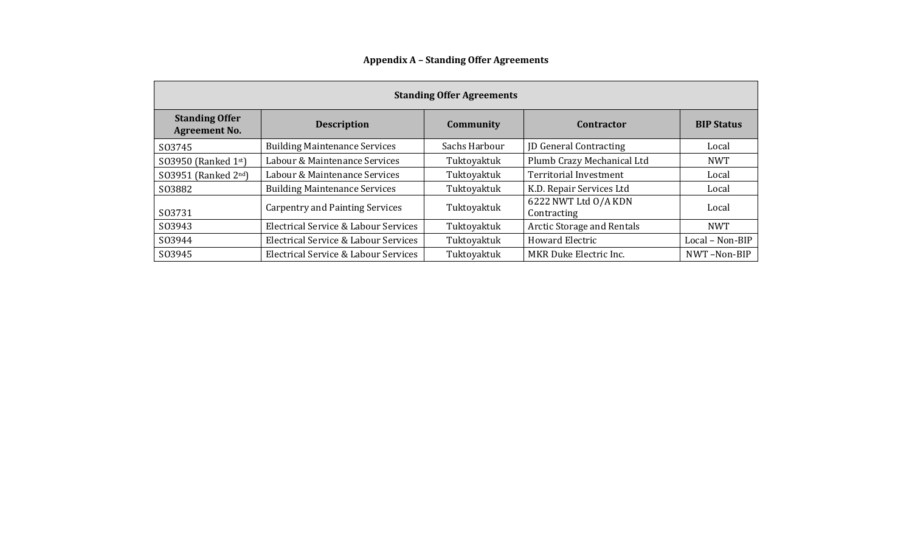# Appendix A – Standing Offer Agreements

| Standing Offer Agreements | | | | |
|---|---|---|---|---|
| **Standing Offer Agreement No.** | **Description** | **Community** | **Contractor** | **BIP Status** |
| SO3745 | Building Maintenance Services | Sachs Harbour | JD General Contracting | Local |
| SO3950 (Ranked 1st) | Labour & Maintenance Services | Tuktoyaktuk | Plumb Crazy Mechanical Ltd | NWT |
| SO3951 (Ranked 2nd) | Labour & Maintenance Services | Tuktoyaktuk | Territorial Investment | Local |
| SO3882 | Building Maintenance Services | Tuktoyaktuk | K.D. Repair Services Ltd | Local |
| SO3731 | Carpentry and Painting Services | Tuktoyaktuk | 6222 NWT Ltd O/A KDN Contracting | Local |
| SO3943 | Electrical Service & Labour Services | Tuktoyaktuk | Arctic Storage and Rentals | NWT |
| SO3944 | Electrical Service & Labour Services | Tuktoyaktuk | Howard Electric | Local – Non-BIP |
| SO3945 | Electrical Service & Labour Services | Tuktoyaktuk | MKR Duke Electric Inc. | NWT –Non-BIP |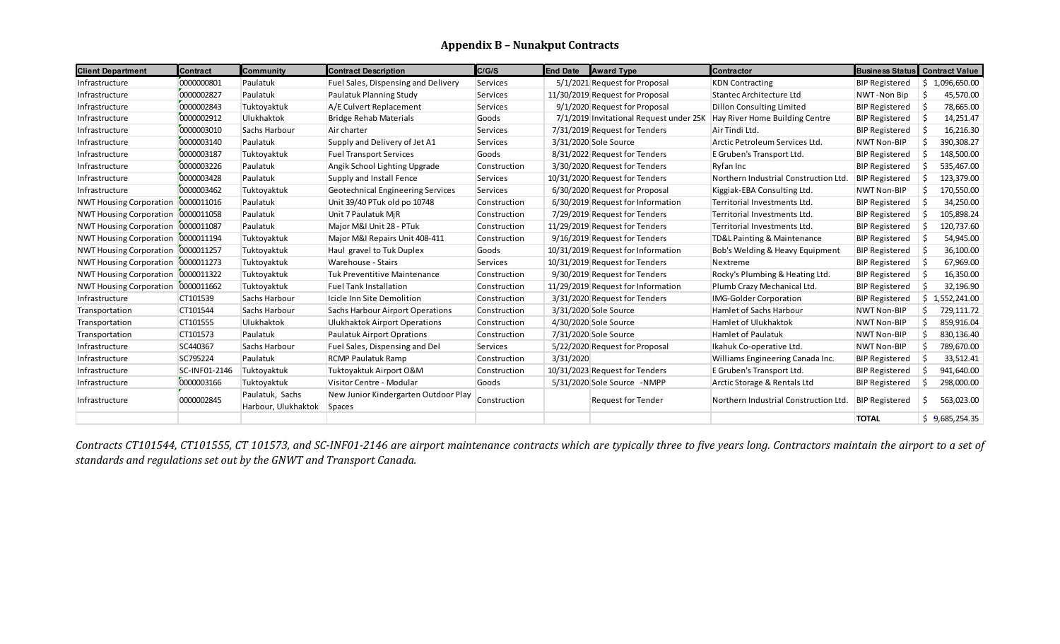## Appendix B – Nunakput Contracts

| Client Department | Contract | Community | Contract Description | C/G/S | End Date | Award Type | Contractor | Business Status | Contract Value |
|---|---|---|---|---|---|---|---|---|---|
| Infrastructure | 0000000801 | Paulatuk | Fuel Sales, Dispensing and Delivery | Services | 5/1/2021 | Request for Proposal | KDN Contracting | BIP Registered | $ 1,096,650.00 |
| Infrastructure | 0000002827 | Paulatuk | Paulatuk Planning Study | Services | 11/30/2019 | Request for Proposal | Stantec Architecture Ltd | NWT -Non Bip | $ 45,570.00 |
| Infrastructure | 0000002843 | Tuktoyaktuk | A/E Culvert Replacement | Services | 9/1/2020 | Request for Proposal | Dillon Consulting Limited | BIP Registered | $ 78,665.00 |
| Infrastructure | 0000002912 | Ulukhaktok | Bridge Rehab Materials | Goods | 7/1/2019 | Invitational Request under 25K | Hay River Home Building Centre | BIP Registered | $ 14,251.47 |
| Infrastructure | 0000003010 | Sachs Harbour | Air charter | Services | 7/31/2019 | Request for Tenders | Air Tindi Ltd. | BIP Registered | $ 16,216.30 |
| Infrastructure | 0000003140 | Paulatuk | Supply and Delivery of Jet A1 | Services | 3/31/2020 | Sole Source | Arctic Petroleum Services Ltd. | NWT Non-BIP | $ 390,308.27 |
| Infrastructure | 0000003187 | Tuktoyaktuk | Fuel Transport Services | Goods | 8/31/2022 | Request for Tenders | E Gruben's Transport Ltd. | BIP Registered | $ 148,500.00 |
| Infrastructure | 0000003226 | Paulatuk | Angik School Lighting Upgrade | Construction | 3/30/2020 | Request for Tenders | Ryfan Inc | BIP Registered | $ 535,467.00 |
| Infrastructure | 0000003428 | Paulatuk | Supply and Install Fence | Services | 10/31/2020 | Request for Tenders | Northern Industrial Construction Ltd. | BIP Registered | $ 123,379.00 |
| Infrastructure | 0000003462 | Tuktoyaktuk | Geotechnical Engineering Services | Services | 6/30/2020 | Request for Proposal | Kiggiak-EBA Consulting Ltd. | NWT Non-BIP | $ 170,550.00 |
| NWT Housing Corporation | 0000011016 | Paulatuk | Unit 39/40 PTuk old po 10748 | Construction | 6/30/2019 | Request for Information | Territorial Investments Ltd. | BIP Registered | $ 34,250.00 |
| NWT Housing Corporation | 0000011058 | Paulatuk | Unit 7 Paulatuk MjR | Construction | 7/29/2019 | Request for Tenders | Territorial Investments Ltd. | BIP Registered | $ 105,898.24 |
| NWT Housing Corporation | 0000011087 | Paulatuk | Major M&I Unit 28 - PTuk | Construction | 11/29/2019 | Request for Tenders | Territorial Investments Ltd. | BIP Registered | $ 120,737.60 |
| NWT Housing Corporation | 0000011194 | Tuktoyaktuk | Major M&I Repairs Unit 408-411 | Construction | 9/16/2019 | Request for Tenders | TD&L Painting & Maintenance | BIP Registered | $ 54,945.00 |
| NWT Housing Corporation | 0000011257 | Tuktoyaktuk | Haul gravel to Tuk Duplex | Goods | 10/31/2019 | Request for Information | Bob's Welding & Heavy Equipment | BIP Registered | $ 36,100.00 |
| NWT Housing Corporation | 0000011273 | Tuktoyaktuk | Warehouse - Stairs | Services | 10/31/2019 | Request for Tenders | Nextreme | BIP Registered | $ 67,969.00 |
| NWT Housing Corporation | 0000011322 | Tuktoyaktuk | Tuk Preventitive Maintenance | Construction | 9/30/2019 | Request for Tenders | Rocky's Plumbing & Heating Ltd. | BIP Registered | $ 16,350.00 |
| NWT Housing Corporation | 0000011662 | Tuktoyaktuk | Fuel Tank Installation | Construction | 11/29/2019 | Request for Information | Plumb Crazy Mechanical Ltd. | BIP Registered | $ 32,196.90 |
| Infrastructure | CT101539 | Sachs Harbour | Icicle Inn Site Demolition | Construction | 3/31/2020 | Request for Tenders | IMG-Golder Corporation | BIP Registered | $ 1,552,241.00 |
| Transportation | CT101544 | Sachs Harbour | Sachs Harbour Airport Operations | Construction | 3/31/2020 | Sole Source | Hamlet of Sachs Harbour | NWT Non-BIP | $ 729,111.72 |
| Transportation | CT101555 | Ulukhaktok | Ulukhaktok Airport Operations | Construction | 4/30/2020 | Sole Source | Hamlet of Ulukhaktok | NWT Non-BIP | $ 859,916.04 |
| Transportation | CT101573 | Paulatuk | Paulatuk Airport Oprations | Construction | 7/31/2020 | Sole Source | Hamlet of Paulatuk | NWT Non-BIP | $ 830,136.40 |
| Infrastructure | SC440367 | Sachs Harbour | Fuel Sales, Dispensing and Del | Services | 5/22/2020 | Request for Proposal | Ikahuk Co-operative Ltd. | NWT Non-BIP | $ 789,670.00 |
| Infrastructure | SC795224 | Paulatuk | RCMP Paulatuk Ramp | Construction | 3/31/2020 | | Williams Engineering Canada Inc. | BIP Registered | $ 33,512.41 |
| Infrastructure | SC-INF01-2146 | Tuktoyaktuk | Tuktoyaktuk Airport O&M | Construction | 10/31/2023 | Request for Tenders | E Gruben's Transport Ltd. | BIP Registered | $ 941,640.00 |
| Infrastructure | 0000003166 | Tuktoyaktuk | Visitor Centre - Modular | Goods | 5/31/2020 | Sole Source -NMPP | Arctic Storage & Rentals Ltd | BIP Registered | $ 298,000.00 |
| Infrastructure | 0000002845 | Paulatuk, Sachs Harbour, Ulukhaktok | New Junior Kindergarten Outdoor Play Spaces | Construction | | Request for Tender | Northern Industrial Construction Ltd. | BIP Registered | $ 563,023.00 |
| | | | | | | | | **TOTAL** | $ 9,685,254.35 |

*Contracts CT101544, CT101555, CT 101573, and SC-INF01-2146 are airport maintenance contracts which are typically three to five years long. Contractors maintain the airport to a set of standards and regulations set out by the GNWT and Transport Canada.*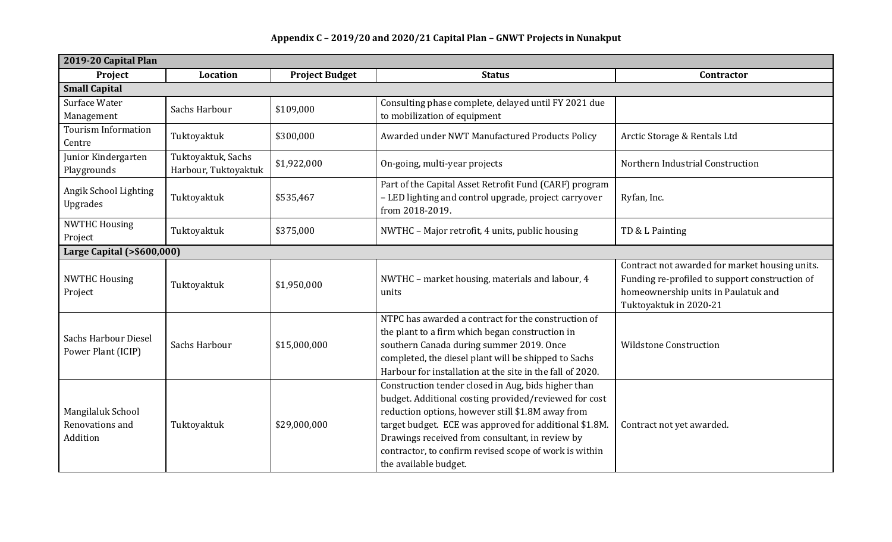**Appendix C – 2019/20 and 2020/21 Capital Plan – GNWT Projects in Nunakput**

| 2019-20 Capital Plan | | | | |
|---|---|---|---|---|
| **Project** | **Location** | **Project Budget** | **Status** | **Contractor** |
| **Small Capital** | | | | |
| Surface Water Management | Sachs Harbour | $109,000 | Consulting phase complete, delayed until FY 2021 due to mobilization of equipment | |
| Tourism Information Centre | Tuktoyaktuk | $300,000 | Awarded under NWT Manufactured Products Policy | Arctic Storage & Rentals Ltd |
| Junior Kindergarten Playgrounds | Tuktoyaktuk, Sachs Harbour, Tuktoyaktuk | $1,922,000 | On-going, multi-year projects | Northern Industrial Construction |
| Angik School Lighting Upgrades | Tuktoyaktuk | $535,467 | Part of the Capital Asset Retrofit Fund (CARF) program – LED lighting and control upgrade, project carryover from 2018-2019. | Ryfan, Inc. |
| NWTHC Housing Project | Tuktoyaktuk | $375,000 | NWTHC – Major retrofit, 4 units, public housing | TD & L Painting |
| **Large Capital (>$600,000)** | | | | |
| NWTHC Housing Project | Tuktoyaktuk | $1,950,000 | NWTHC – market housing, materials and labour, 4 units | Contract not awarded for market housing units. Funding re-profiled to support construction of homeownership units in Paulatuk and Tuktoyaktuk in 2020-21 |
| Sachs Harbour Diesel Power Plant (ICIP) | Sachs Harbour | $15,000,000 | NTPC has awarded a contract for the construction of the plant to a firm which began construction in southern Canada during summer 2019. Once completed, the diesel plant will be shipped to Sachs Harbour for installation at the site in the fall of 2020. | Wildstone Construction |
| Mangilaluk School Renovations and Addition | Tuktoyaktuk | $29,000,000 | Construction tender closed in Aug, bids higher than budget. Additional costing provided/reviewed for cost reduction options, however still $1.8M away from target budget. ECE was approved for additional $1.8M. Drawings received from consultant, in review by contractor, to confirm revised scope of work is within the available budget. | Contract not yet awarded. |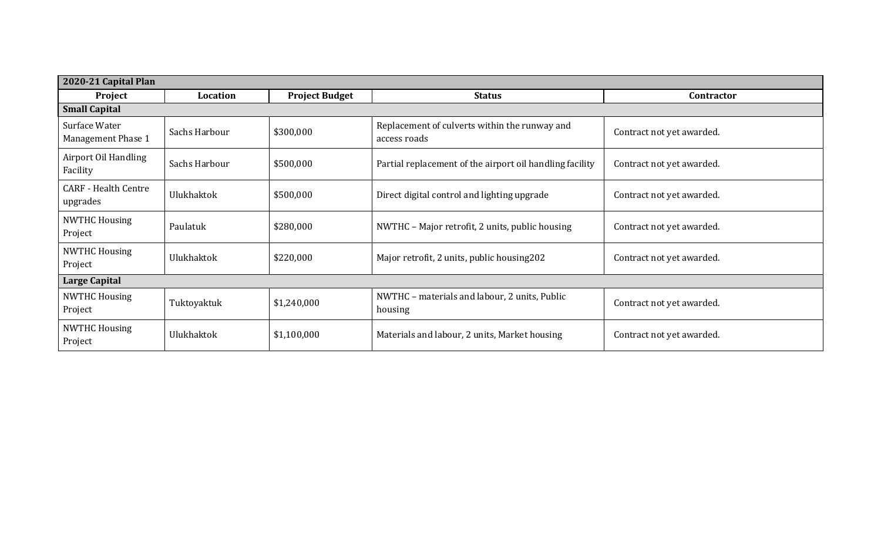| 2020-21 Capital Plan | | | | |
|---|---|---|---|---|
| **Project** | **Location** | **Project Budget** | **Status** | **Contractor** |
| **Small Capital** | | | | |
| Surface Water Management Phase 1 | Sachs Harbour | $300,000 | Replacement of culverts within the runway and access roads | Contract not yet awarded. |
| Airport Oil Handling Facility | Sachs Harbour | $500,000 | Partial replacement of the airport oil handling facility | Contract not yet awarded. |
| CARF - Health Centre upgrades | Ulukhaktok | $500,000 | Direct digital control and lighting upgrade | Contract not yet awarded. |
| NWTHC Housing Project | Paulatuk | $280,000 | NWTHC – Major retrofit, 2 units, public housing | Contract not yet awarded. |
| NWTHC Housing Project | Ulukhaktok | $220,000 | Major retrofit, 2 units, public housing202 | Contract not yet awarded. |
| **Large Capital** | | | | |
| NWTHC Housing Project | Tuktoyaktuk | $1,240,000 | NWTHC – materials and labour, 2 units, Public housing | Contract not yet awarded. |
| NWTHC Housing Project | Ulukhaktok | $1,100,000 | Materials and labour, 2 units, Market housing | Contract not yet awarded. |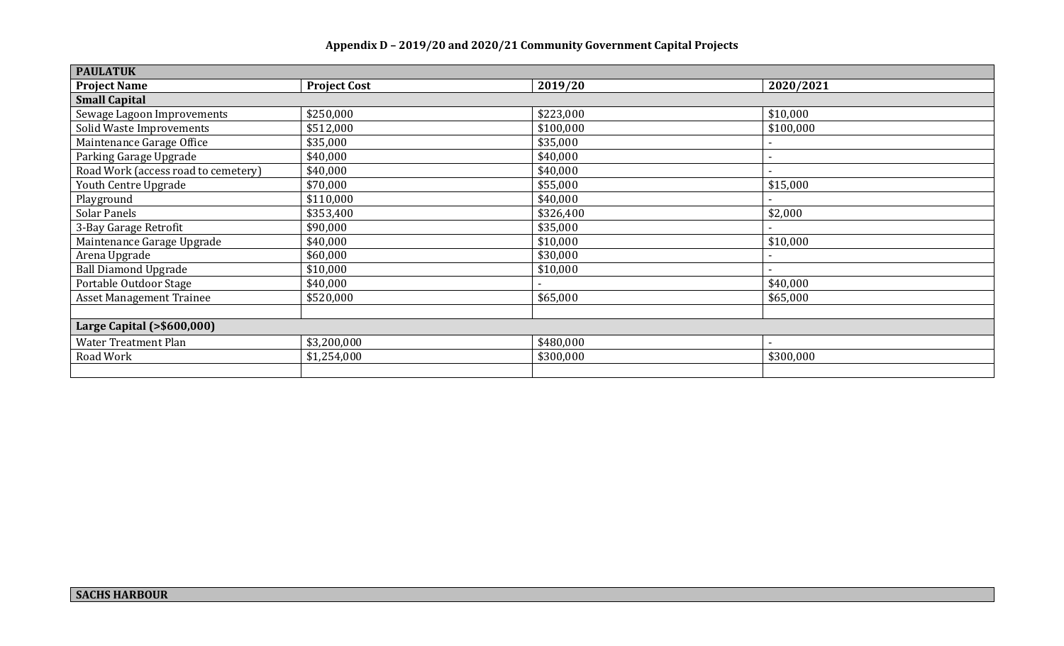**Appendix D – 2019/20 and 2020/21 Community Government Capital Projects**

| **PAULATUK** | | | |
|---|---|---|---|
| **Project Name** | **Project Cost** | **2019/20** | **2020/2021** |
| **Small Capital** | | | |
| Sewage Lagoon Improvements | $250,000 | $223,000 | $10,000 |
| Solid Waste Improvements | $512,000 | $100,000 | $100,000 |
| Maintenance Garage Office | $35,000 | $35,000 | - |
| Parking Garage Upgrade | $40,000 | $40,000 | - |
| Road Work (access road to cemetery) | $40,000 | $40,000 | - |
| Youth Centre Upgrade | $70,000 | $55,000 | $15,000 |
| Playground | $110,000 | $40,000 | - |
| Solar Panels | $353,400 | $326,400 | $2,000 |
| 3-Bay Garage Retrofit | $90,000 | $35,000 | - |
| Maintenance Garage Upgrade | $40,000 | $10,000 | $10,000 |
| Arena Upgrade | $60,000 | $30,000 | - |
| Ball Diamond Upgrade | $10,000 | $10,000 | - |
| Portable Outdoor Stage | $40,000 | - | $40,000 |
| Asset Management Trainee | $520,000 | $65,000 | $65,000 |
| | | | |
| **Large Capital (>$600,000)** | | | |
| Water Treatment Plan | $3,200,000 | $480,000 | - |
| Road Work | $1,254,000 | $300,000 | $300,000 |
| | | | |

| **SACHS HARBOUR** |
|---|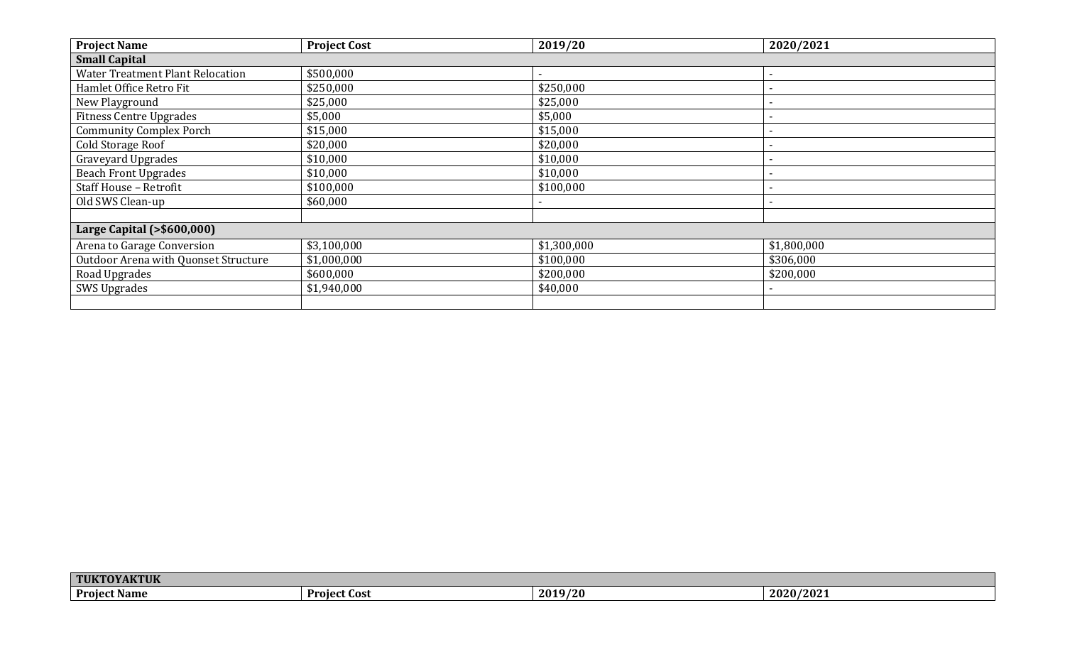| Project Name | Project Cost | 2019/20 | 2020/2021 |
|---|---|---|---|
| **Small Capital** | | | |
| Water Treatment Plant Relocation | $500,000 | - | - |
| Hamlet Office Retro Fit | $250,000 | $250,000 | - |
| New Playground | $25,000 | $25,000 | - |
| Fitness Centre Upgrades | $5,000 | $5,000 | - |
| Community Complex Porch | $15,000 | $15,000 | - |
| Cold Storage Roof | $20,000 | $20,000 | - |
| Graveyard Upgrades | $10,000 | $10,000 | - |
| Beach Front Upgrades | $10,000 | $10,000 | - |
| Staff House – Retrofit | $100,000 | $100,000 | - |
| Old SWS Clean-up | $60,000 | - | - |
| | | | |
| **Large Capital (>$600,000)** | | | |
| Arena to Garage Conversion | $3,100,000 | $1,300,000 | $1,800,000 |
| Outdoor Arena with Quonset Structure | $1,000,000 | $100,000 | $306,000 |
| Road Upgrades | $600,000 | $200,000 | $200,000 |
| SWS Upgrades | $1,940,000 | $40,000 | - |
| | | | |

| **TUKTOYAKTUK** | | | |
|---|---|---|---|
| **Project Name** | **Project Cost** | **2019/20** | **2020/2021** |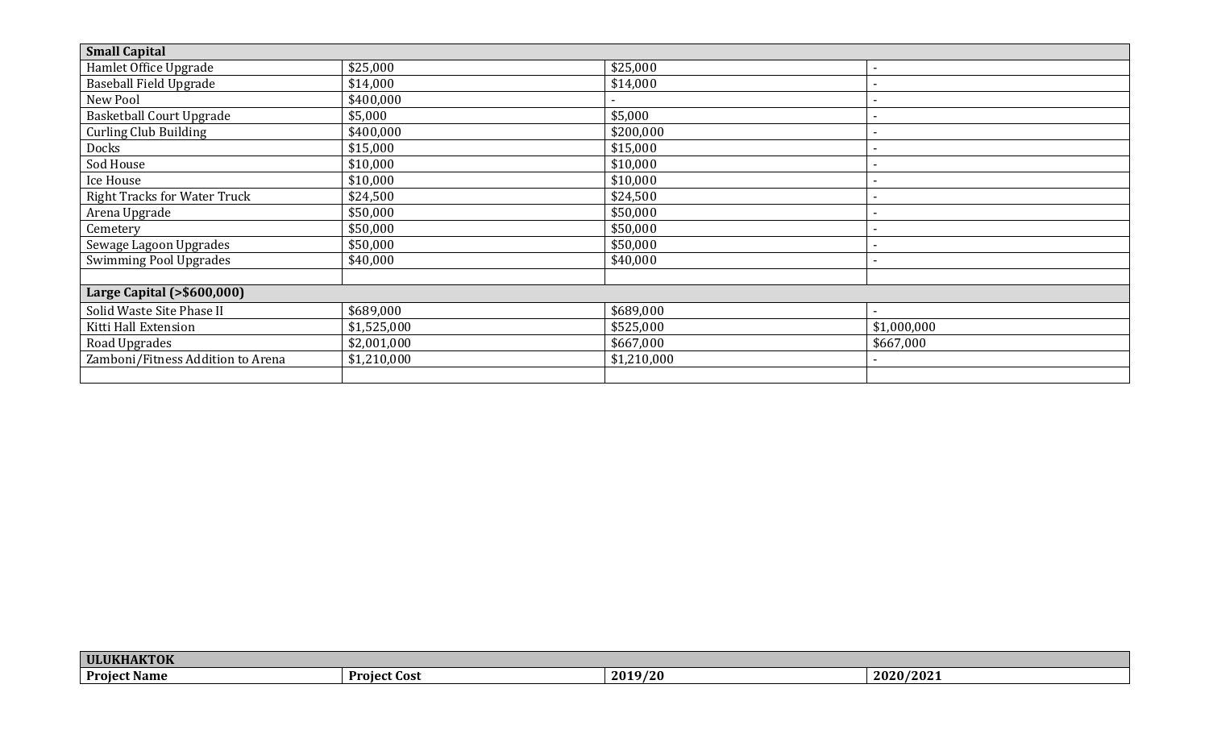| Small Capital | | | |
|---|---|---|---|
| Hamlet Office Upgrade | $25,000 | $25,000 | - |
| Baseball Field Upgrade | $14,000 | $14,000 | - |
| New Pool | $400,000 | - | - |
| Basketball Court Upgrade | $5,000 | $5,000 | - |
| Curling Club Building | $400,000 | $200,000 | - |
| Docks | $15,000 | $15,000 | - |
| Sod House | $10,000 | $10,000 | - |
| Ice House | $10,000 | $10,000 | - |
| Right Tracks for Water Truck | $24,500 | $24,500 | - |
| Arena Upgrade | $50,000 | $50,000 | - |
| Cemetery | $50,000 | $50,000 | - |
| Sewage Lagoon Upgrades | $50,000 | $50,000 | - |
| Swimming Pool Upgrades | $40,000 | $40,000 | - |
| | | | |
| **Large Capital (>$600,000)** | | | |
| Solid Waste Site Phase II | $689,000 | $689,000 | - |
| Kitti Hall Extension | $1,525,000 | $525,000 | $1,000,000 |
| Road Upgrades | $2,001,000 | $667,000 | $667,000 |
| Zamboni/Fitness Addition to Arena | $1,210,000 | $1,210,000 | - |
| | | | |

| ULUKHAKTOK | | | |
|---|---|---|---|
| **Project Name** | **Project Cost** | **2019/20** | **2020/2021** |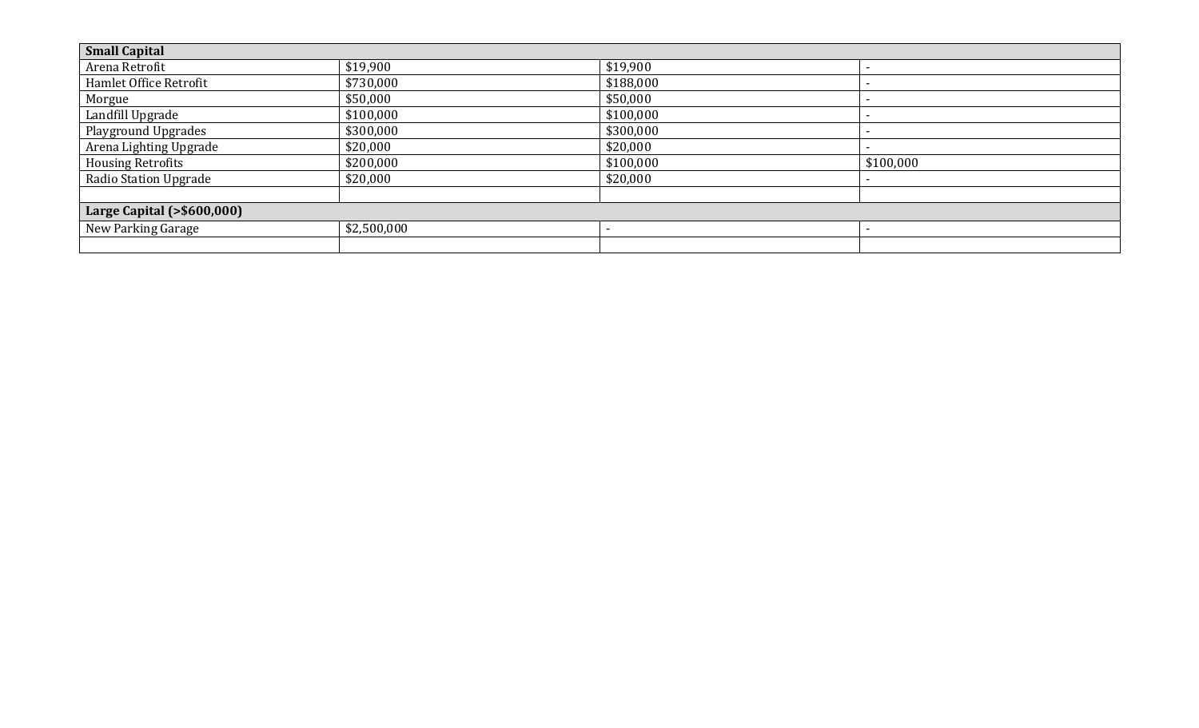| | | | |
|---|---|---|---|
| **Small Capital** | | | |
| Arena Retrofit | $19,900 | $19,900 | - |
| Hamlet Office Retrofit | $730,000 | $188,000 | - |
| Morgue | $50,000 | $50,000 | - |
| Landfill Upgrade | $100,000 | $100,000 | - |
| Playground Upgrades | $300,000 | $300,000 | - |
| Arena Lighting Upgrade | $20,000 | $20,000 | - |
| Housing Retrofits | $200,000 | $100,000 | $100,000 |
| Radio Station Upgrade | $20,000 | $20,000 | - |
| | | | |
| **Large Capital (>$600,000)** | | | |
| New Parking Garage | $2,500,000 | - | - |
| | | | |